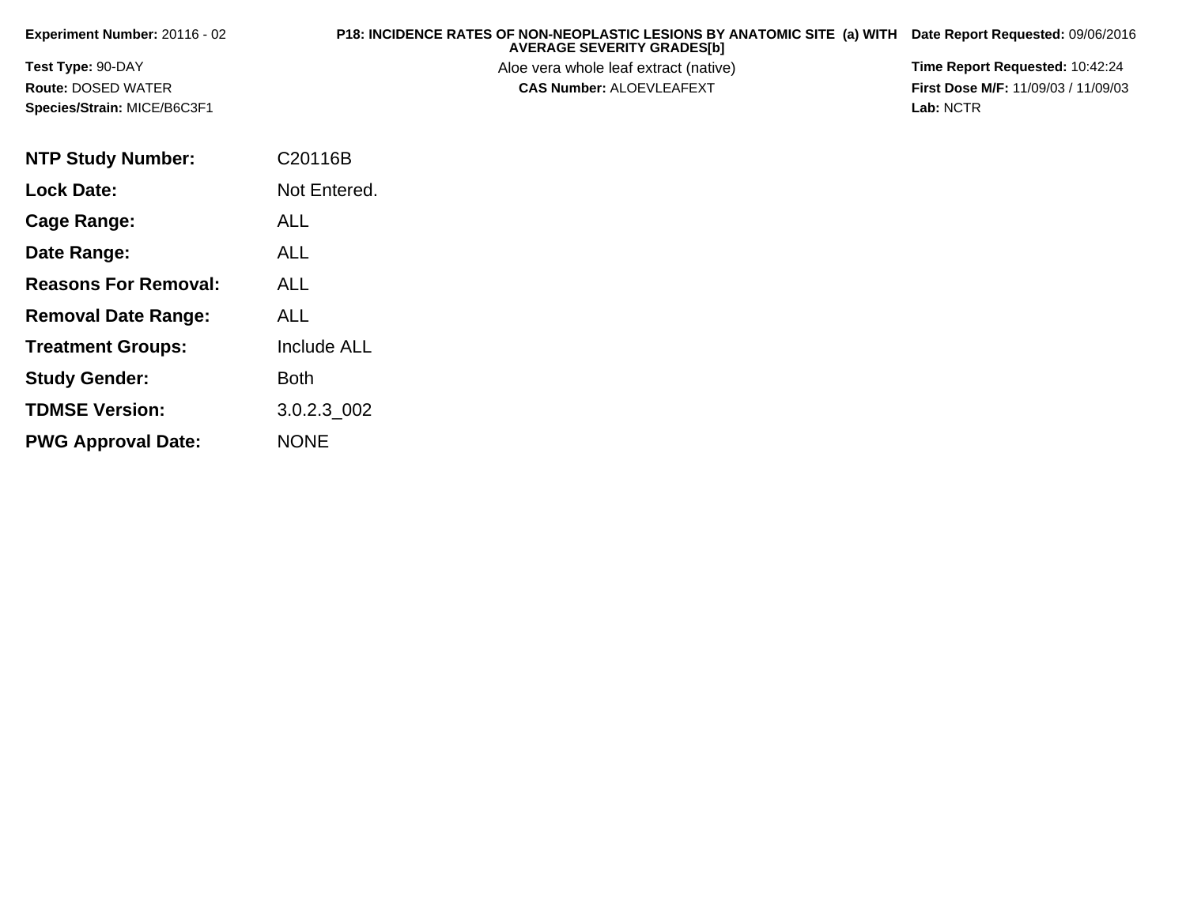**Experiment Number:** 20116 - 02

**Test Type:** 90-DAY

**Route:** DOSED WATER

**Species/Strain:** MICE/B6C3F1

**P18: INCIDENCE RATES OF NON-NEOPLASTIC LESIONS BY ANATOMIC SITE (a) WITH AVERAGE SEVERITY GRADES[b]**

Aloe vera whole leaf extract (native)

**CAS Number:** ALOEVLEAFEXT

**Date Report Requested:** 09/06/2016

**Time Report Requested:** 10:42:24

**First Dose M/F:** 11/09/03 / 11/09/03

**Lab:** NCTR

| | |
|---|---|
| **NTP Study Number:** | C20116B |
| **Lock Date:** | Not Entered. |
| **Cage Range:** | ALL |
| **Date Range:** | ALL |
| **Reasons For Removal:** | ALL |
| **Removal Date Range:** | ALL |
| **Treatment Groups:** | Include ALL |
| **Study Gender:** | Both |
| **TDMSE Version:** | 3.0.2.3_002 |
| **PWG Approval Date:** | NONE |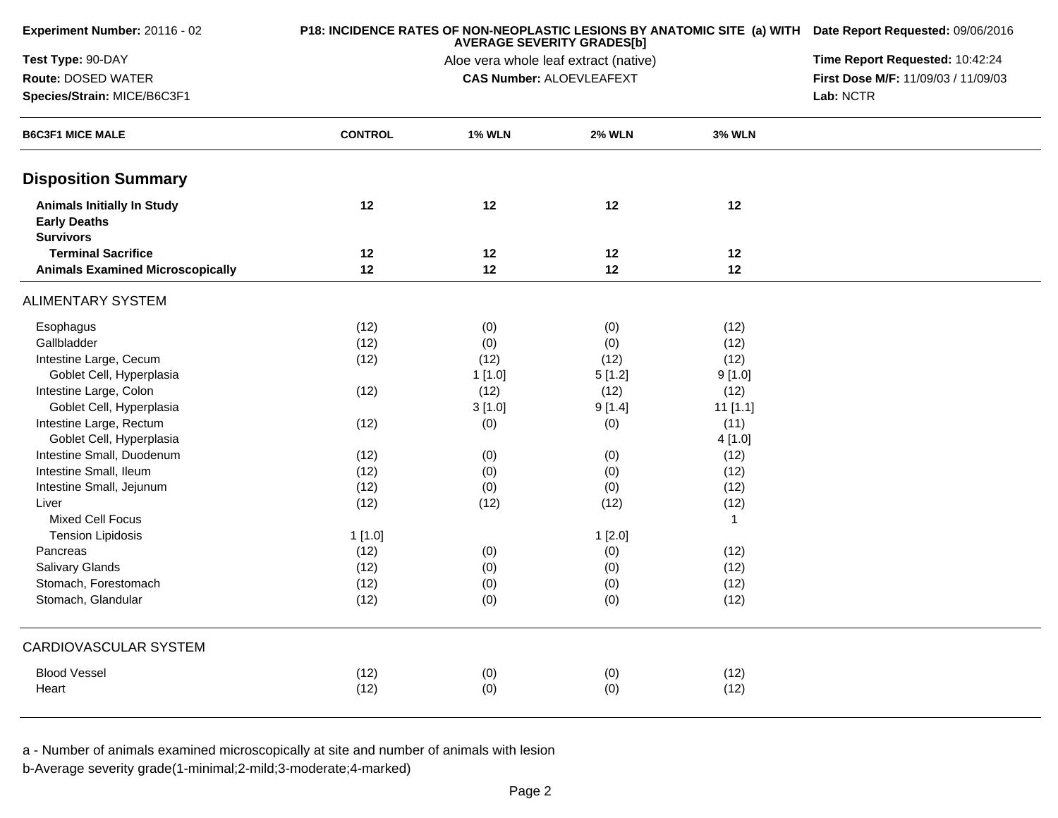**Experiment Number:** 20116 - 02
**Test Type:** 90-DAY
**Route:** DOSED WATER
**Species/Strain:** MICE/B6C3F1

**P18: INCIDENCE RATES OF NON-NEOPLASTIC LESIONS BY ANATOMIC SITE (a) WITH AVERAGE SEVERITY GRADES[b]**
Aloe vera whole leaf extract (native)
**CAS Number:** ALOEVLEAFEXT

**Date Report Requested:** 09/06/2016
**Time Report Requested:** 10:42:24
**First Dose M/F:** 11/09/03 / 11/09/03
**Lab:** NCTR

| B6C3F1 MICE MALE | CONTROL | 1% WLN | 2% WLN | 3% WLN |
|---|---|---|---|---|
| **Disposition Summary** | | | | |
| **Animals Initially In Study** | **12** | **12** | **12** | **12** |
| **Early Deaths** | | | | |
| **Survivors** | | | | |
| **Terminal Sacrifice** | **12** | **12** | **12** | **12** |
| **Animals Examined Microscopically** | **12** | **12** | **12** | **12** |
| ALIMENTARY SYSTEM | | | | |
| Esophagus | (12) | (0) | (0) | (12) |
| Gallbladder | (12) | (0) | (0) | (12) |
| Intestine Large, Cecum | (12) | (12) | (12) | (12) |
| Goblet Cell, Hyperplasia | | 1 [1.0] | 5 [1.2] | 9 [1.0] |
| Intestine Large, Colon | (12) | (12) | (12) | (12) |
| Goblet Cell, Hyperplasia | | 3 [1.0] | 9 [1.4] | 11 [1.1] |
| Intestine Large, Rectum | (12) | (0) | (0) | (11) |
| Goblet Cell, Hyperplasia | | | | 4 [1.0] |
| Intestine Small, Duodenum | (12) | (0) | (0) | (12) |
| Intestine Small, Ileum | (12) | (0) | (0) | (12) |
| Intestine Small, Jejunum | (12) | (0) | (0) | (12) |
| Liver | (12) | (12) | (12) | (12) |
| Mixed Cell Focus | | | | 1 |
| Tension Lipidosis | 1 [1.0] | | 1 [2.0] | |
| Pancreas | (12) | (0) | (0) | (12) |
| Salivary Glands | (12) | (0) | (0) | (12) |
| Stomach, Forestomach | (12) | (0) | (0) | (12) |
| Stomach, Glandular | (12) | (0) | (0) | (12) |
| CARDIOVASCULAR SYSTEM | | | | |
| Blood Vessel | (12) | (0) | (0) | (12) |
| Heart | (12) | (0) | (0) | (12) |

a - Number of animals examined microscopically at site and number of animals with lesion
b-Average severity grade(1-minimal;2-mild;3-moderate;4-marked)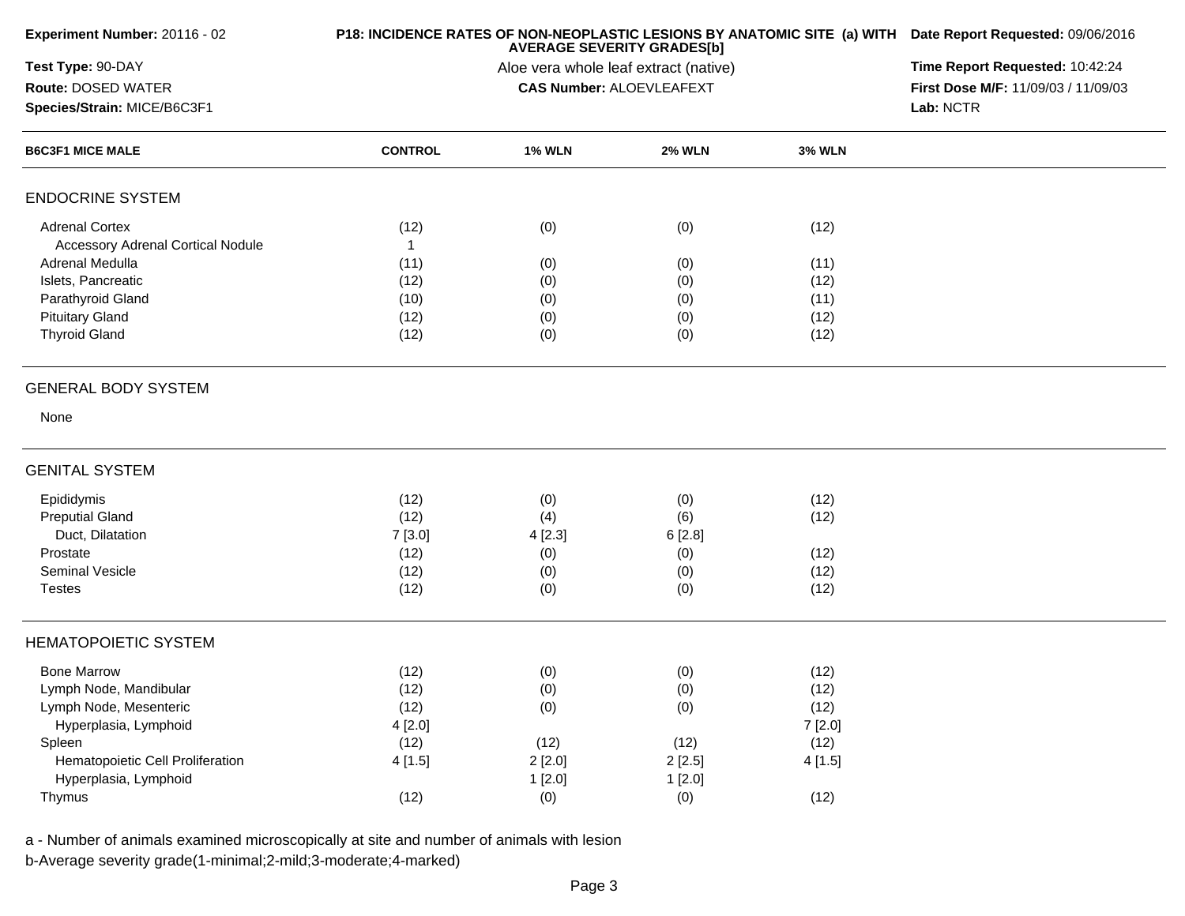**Experiment Number:** 20116 - 02

**Test Type:** 90-DAY

**Route:** DOSED WATER

**Species/Strain:** MICE/B6C3F1

**P18: INCIDENCE RATES OF NON-NEOPLASTIC LESIONS BY ANATOMIC SITE (a) WITH AVERAGE SEVERITY GRADES[b]**

Aloe vera whole leaf extract (native)

**CAS Number:** ALOEVLEAFEXT

**Date Report Requested:** 09/06/2016

**Time Report Requested:** 10:42:24

**First Dose M/F:** 11/09/03 / 11/09/03

**Lab:** NCTR

| B6C3F1 MICE MALE | CONTROL | 1% WLN | 2% WLN | 3% WLN |
|---|---|---|---|---|
| **ENDOCRINE SYSTEM** | | | | |
| Adrenal Cortex | (12) | (0) | (0) | (12) |
| Accessory Adrenal Cortical Nodule | 1 | | | |
| Adrenal Medulla | (11) | (0) | (0) | (11) |
| Islets, Pancreatic | (12) | (0) | (0) | (12) |
| Parathyroid Gland | (10) | (0) | (0) | (11) |
| Pituitary Gland | (12) | (0) | (0) | (12) |
| Thyroid Gland | (12) | (0) | (0) | (12) |
| **GENERAL BODY SYSTEM** | | | | |
| None | | | | |
| **GENITAL SYSTEM** | | | | |
| Epididymis | (12) | (0) | (0) | (12) |
| Preputial Gland | (12) | (4) | (6) | (12) |
| Duct, Dilatation | 7 [3.0] | 4 [2.3] | 6 [2.8] | |
| Prostate | (12) | (0) | (0) | (12) |
| Seminal Vesicle | (12) | (0) | (0) | (12) |
| Testes | (12) | (0) | (0) | (12) |
| **HEMATOPOIETIC SYSTEM** | | | | |
| Bone Marrow | (12) | (0) | (0) | (12) |
| Lymph Node, Mandibular | (12) | (0) | (0) | (12) |
| Lymph Node, Mesenteric | (12) | (0) | (0) | (12) |
| Hyperplasia, Lymphoid | 4 [2.0] | | | 7 [2.0] |
| Spleen | (12) | (12) | (12) | (12) |
| Hematopoietic Cell Proliferation | 4 [1.5] | 2 [2.0] | 2 [2.5] | 4 [1.5] |
| Hyperplasia, Lymphoid | | 1 [2.0] | 1 [2.0] | |
| Thymus | (12) | (0) | (0) | (12) |

a - Number of animals examined microscopically at site and number of animals with lesion

b-Average severity grade(1-minimal;2-mild;3-moderate;4-marked)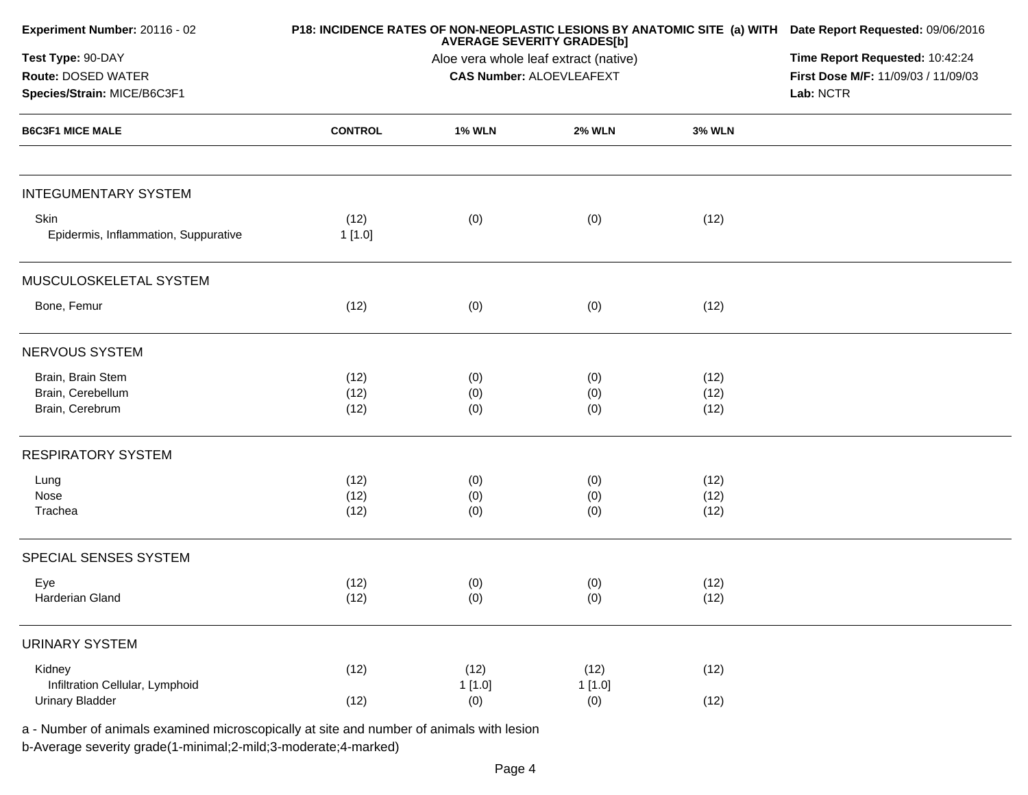**Experiment Number:** 20116 - 02

**Test Type:** 90-DAY

**Route:** DOSED WATER

**Species/Strain:** MICE/B6C3F1

**P18: INCIDENCE RATES OF NON-NEOPLASTIC LESIONS BY ANATOMIC SITE (a) WITH AVERAGE SEVERITY GRADES[b]**

Aloe vera whole leaf extract (native)

**CAS Number:** ALOEVLEAFEXT

**Date Report Requested:** 09/06/2016

**Time Report Requested:** 10:42:24

**First Dose M/F:** 11/09/03 / 11/09/03

**Lab:** NCTR

| B6C3F1 MICE MALE | CONTROL | 1% WLN | 2% WLN | 3% WLN |
|---|---|---|---|---|
| INTEGUMENTARY SYSTEM | | | | |
| Skin | (12) | (0) | (0) | (12) |
| Epidermis, Inflammation, Suppurative | 1 [1.0] | | | |
| MUSCULOSKELETAL SYSTEM | | | | |
| Bone, Femur | (12) | (0) | (0) | (12) |
| NERVOUS SYSTEM | | | | |
| Brain, Brain Stem | (12) | (0) | (0) | (12) |
| Brain, Cerebellum | (12) | (0) | (0) | (12) |
| Brain, Cerebrum | (12) | (0) | (0) | (12) |
| RESPIRATORY SYSTEM | | | | |
| Lung | (12) | (0) | (0) | (12) |
| Nose | (12) | (0) | (0) | (12) |
| Trachea | (12) | (0) | (0) | (12) |
| SPECIAL SENSES SYSTEM | | | | |
| Eye | (12) | (0) | (0) | (12) |
| Harderian Gland | (12) | (0) | (0) | (12) |
| URINARY SYSTEM | | | | |
| Kidney | (12) | (12) | (12) | (12) |
| Infiltration Cellular, Lymphoid | | 1 [1.0] | 1 [1.0] | |
| Urinary Bladder | (12) | (0) | (0) | (12) |

a - Number of animals examined microscopically at site and number of animals with lesion

b-Average severity grade(1-minimal;2-mild;3-moderate;4-marked)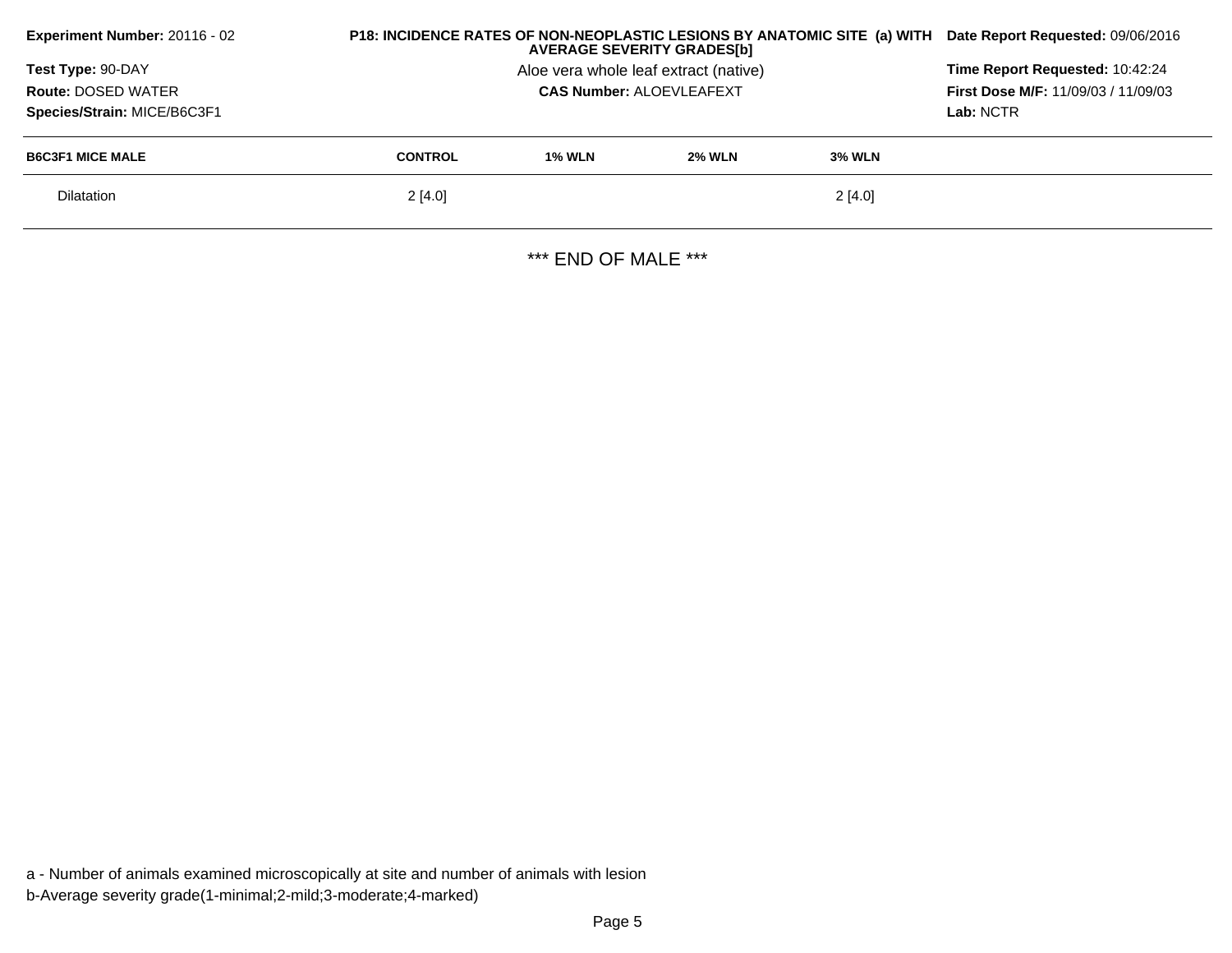**Experiment Number:** 20116 - 02

**Test Type:** 90-DAY

**Route:** DOSED WATER

**Species/Strain:** MICE/B6C3F1

**P18: INCIDENCE RATES OF NON-NEOPLASTIC LESIONS BY ANATOMIC SITE (a) WITH AVERAGE SEVERITY GRADES[b]**

Aloe vera whole leaf extract (native)

**CAS Number:** ALOEVLEAFEXT

**Date Report Requested:** 09/06/2016

**Time Report Requested:** 10:42:24

**First Dose M/F:** 11/09/03 / 11/09/03

**Lab:** NCTR

| B6C3F1 MICE MALE | CONTROL | 1% WLN | 2% WLN | 3% WLN |
|---|---|---|---|---|
| Dilatation | 2 [4.0] | | | 2 [4.0] |

*** END OF MALE ***

a - Number of animals examined microscopically at site and number of animals with lesion

b-Average severity grade(1-minimal;2-mild;3-moderate;4-marked)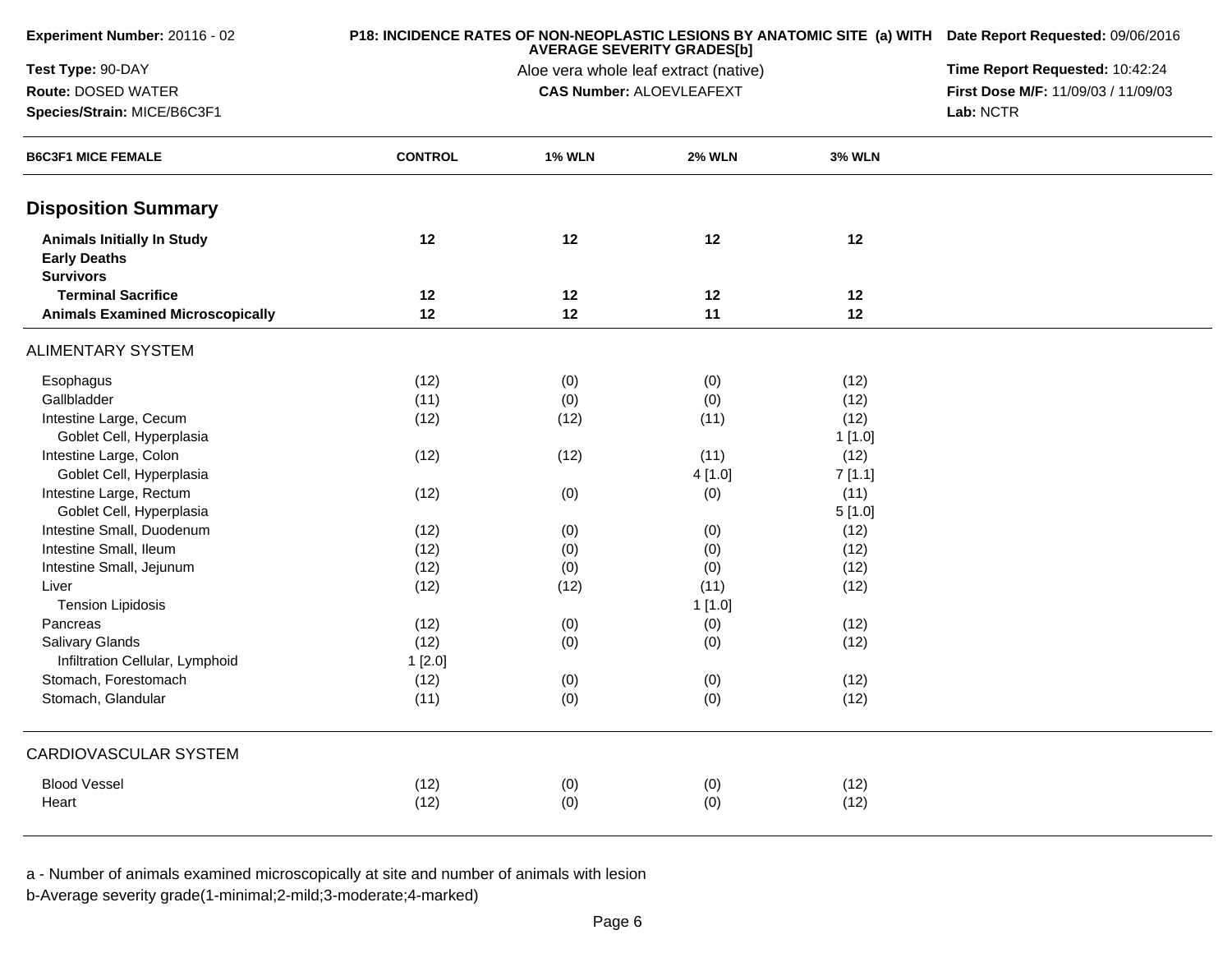**Experiment Number:** 20116 - 02

**Test Type:** 90-DAY

**Route:** DOSED WATER

**Species/Strain:** MICE/B6C3F1

**P18: INCIDENCE RATES OF NON-NEOPLASTIC LESIONS BY ANATOMIC SITE (a) WITH AVERAGE SEVERITY GRADES[b]**

Aloe vera whole leaf extract (native)

**CAS Number:** ALOEVLEAFEXT

**Date Report Requested:** 09/06/2016

**Time Report Requested:** 10:42:24

**First Dose M/F:** 11/09/03 / 11/09/03

**Lab:** NCTR

| B6C3F1 MICE FEMALE | CONTROL | 1% WLN | 2% WLN | 3% WLN |
|---|---|---|---|---|
| **Disposition Summary** | | | | |
| **Animals Initially In Study** | **12** | **12** | **12** | **12** |
| **Early Deaths** | | | | |
| **Survivors** | | | | |
| **Terminal Sacrifice** | **12** | **12** | **12** | **12** |
| **Animals Examined Microscopically** | **12** | **12** | **11** | **12** |
| ALIMENTARY SYSTEM | | | | |
| Esophagus | (12) | (0) | (0) | (12) |
| Gallbladder | (11) | (0) | (0) | (12) |
| Intestine Large, Cecum | (12) | (12) | (11) | (12) |
| Goblet Cell, Hyperplasia | | | | 1 [1.0] |
| Intestine Large, Colon | (12) | (12) | (11) | (12) |
| Goblet Cell, Hyperplasia | | | 4 [1.0] | 7 [1.1] |
| Intestine Large, Rectum | (12) | (0) | (0) | (11) |
| Goblet Cell, Hyperplasia | | | | 5 [1.0] |
| Intestine Small, Duodenum | (12) | (0) | (0) | (12) |
| Intestine Small, Ileum | (12) | (0) | (0) | (12) |
| Intestine Small, Jejunum | (12) | (0) | (0) | (12) |
| Liver | (12) | (12) | (11) | (12) |
| Tension Lipidosis | | | 1 [1.0] | |
| Pancreas | (12) | (0) | (0) | (12) |
| Salivary Glands | (12) | (0) | (0) | (12) |
| Infiltration Cellular, Lymphoid | 1 [2.0] | | | |
| Stomach, Forestomach | (12) | (0) | (0) | (12) |
| Stomach, Glandular | (11) | (0) | (0) | (12) |
| CARDIOVASCULAR SYSTEM | | | | |
| Blood Vessel | (12) | (0) | (0) | (12) |
| Heart | (12) | (0) | (0) | (12) |

a - Number of animals examined microscopically at site and number of animals with lesion

b-Average severity grade(1-minimal;2-mild;3-moderate;4-marked)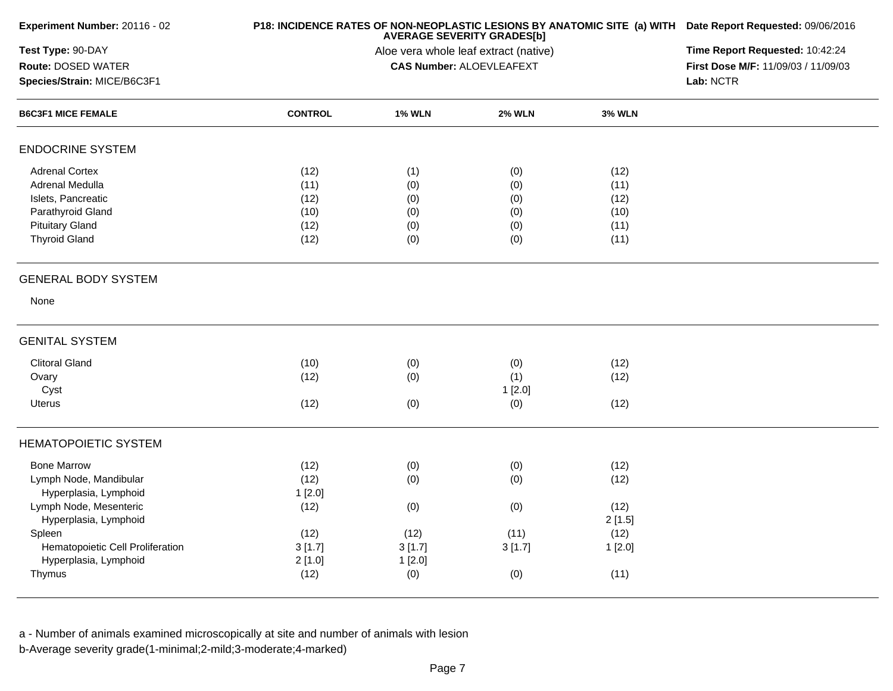| Experiment Number: 20116 - 02 | P18: INCIDENCE RATES OF NON-NEOPLASTIC LESIONS BY ANATOMIC SITE (a) WITH AVERAGE SEVERITY GRADES[b] | Date Report Requested: 09/06/2016 |
|---|---|---|
| Test Type: 90-DAY | Aloe vera whole leaf extract (native) | Time Report Requested: 10:42:24 |
| Route: DOSED WATER | CAS Number: ALOEVLEAFEXT | First Dose M/F: 11/09/03 / 11/09/03 |
| Species/Strain: MICE/B6C3F1 | | Lab: NCTR |

| B6C3F1 MICE FEMALE | CONTROL | 1% WLN | 2% WLN | 3% WLN |
|---|---|---|---|---|
| **ENDOCRINE SYSTEM** | | | | |
| Adrenal Cortex | (12) | (1) | (0) | (12) |
| Adrenal Medulla | (11) | (0) | (0) | (11) |
| Islets, Pancreatic | (12) | (0) | (0) | (12) |
| Parathyroid Gland | (10) | (0) | (0) | (10) |
| Pituitary Gland | (12) | (0) | (0) | (11) |
| Thyroid Gland | (12) | (0) | (0) | (11) |
| **GENERAL BODY SYSTEM** | | | | |
| None | | | | |
| **GENITAL SYSTEM** | | | | |
| Clitoral Gland | (10) | (0) | (0) | (12) |
| Ovary | (12) | (0) | (1) | (12) |
| Cyst | | | 1 [2.0] | |
| Uterus | (12) | (0) | (0) | (12) |
| **HEMATOPOIETIC SYSTEM** | | | | |
| Bone Marrow | (12) | (0) | (0) | (12) |
| Lymph Node, Mandibular | (12) | (0) | (0) | (12) |
| Hyperplasia, Lymphoid | 1 [2.0] | | | |
| Lymph Node, Mesenteric | (12) | (0) | (0) | (12) |
| Hyperplasia, Lymphoid | | | | 2 [1.5] |
| Spleen | (12) | (12) | (11) | (12) |
| Hematopoietic Cell Proliferation | 3 [1.7] | 3 [1.7] | 3 [1.7] | 1 [2.0] |
| Hyperplasia, Lymphoid | 2 [1.0] | 1 [2.0] | | |
| Thymus | (12) | (0) | (0) | (11) |

a - Number of animals examined microscopically at site and number of animals with lesion

b-Average severity grade(1-minimal;2-mild;3-moderate;4-marked)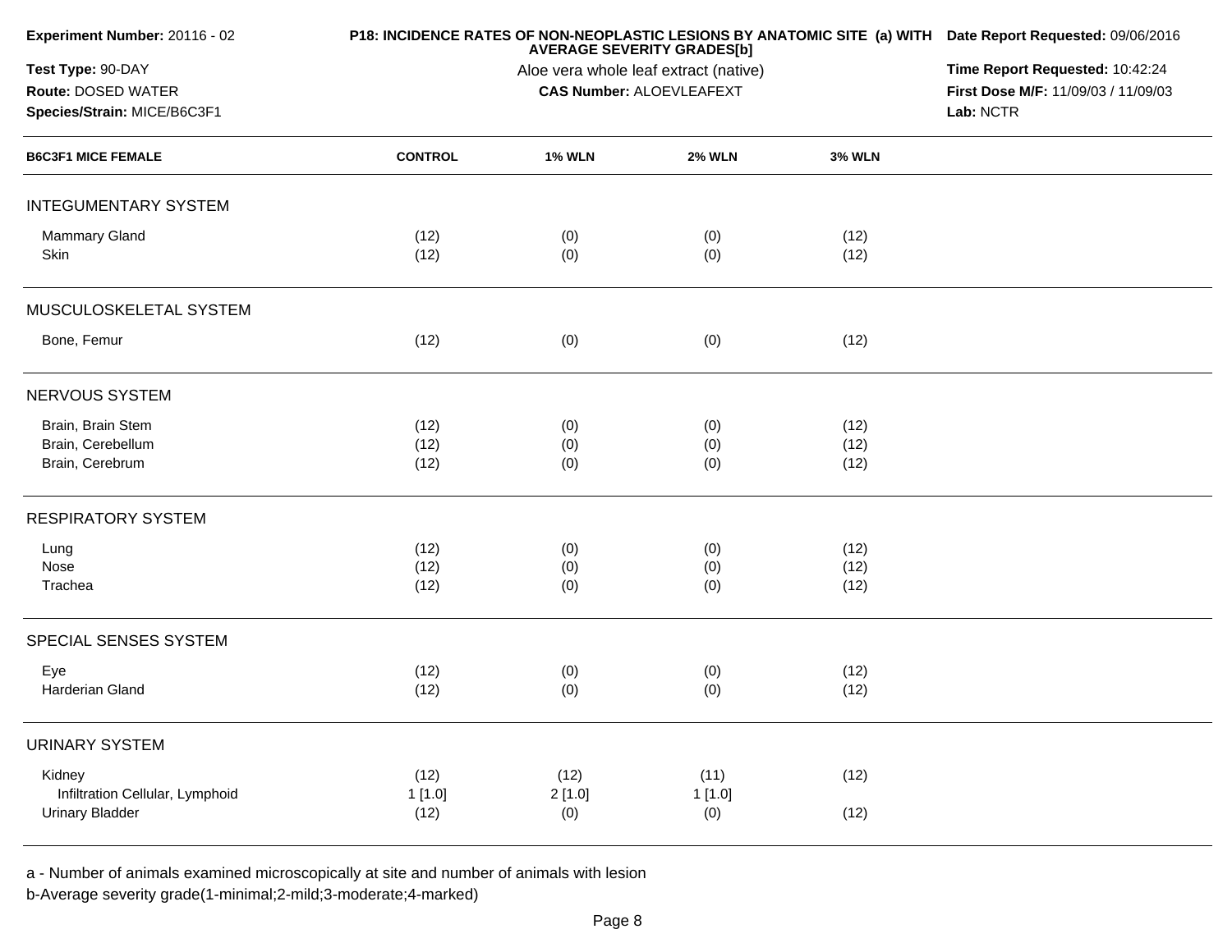**Experiment Number:** 20116 - 02
**Test Type:** 90-DAY
**Route:** DOSED WATER
**Species/Strain:** MICE/B6C3F1

**P18: INCIDENCE RATES OF NON-NEOPLASTIC LESIONS BY ANATOMIC SITE (a) WITH AVERAGE SEVERITY GRADES[b]**
Aloe vera whole leaf extract (native)
**CAS Number:** ALOEVLEAFEXT

**Date Report Requested:** 09/06/2016
**Time Report Requested:** 10:42:24
**First Dose M/F:** 11/09/03 / 11/09/03
**Lab:** NCTR

| B6C3F1 MICE FEMALE | CONTROL | 1% WLN | 2% WLN | 3% WLN |
|---|---|---|---|---|
| **INTEGUMENTARY SYSTEM** | | | | |
| Mammary Gland | (12) | (0) | (0) | (12) |
| Skin | (12) | (0) | (0) | (12) |
| **MUSCULOSKELETAL SYSTEM** | | | | |
| Bone, Femur | (12) | (0) | (0) | (12) |
| **NERVOUS SYSTEM** | | | | |
| Brain, Brain Stem | (12) | (0) | (0) | (12) |
| Brain, Cerebellum | (12) | (0) | (0) | (12) |
| Brain, Cerebrum | (12) | (0) | (0) | (12) |
| **RESPIRATORY SYSTEM** | | | | |
| Lung | (12) | (0) | (0) | (12) |
| Nose | (12) | (0) | (0) | (12) |
| Trachea | (12) | (0) | (0) | (12) |
| **SPECIAL SENSES SYSTEM** | | | | |
| Eye | (12) | (0) | (0) | (12) |
| Harderian Gland | (12) | (0) | (0) | (12) |
| **URINARY SYSTEM** | | | | |
| Kidney | (12) | (12) | (11) | (12) |
| Infiltration Cellular, Lymphoid | 1 [1.0] | 2 [1.0] | 1 [1.0] | |
| Urinary Bladder | (12) | (0) | (0) | (12) |

a - Number of animals examined microscopically at site and number of animals with lesion
b-Average severity grade(1-minimal;2-mild;3-moderate;4-marked)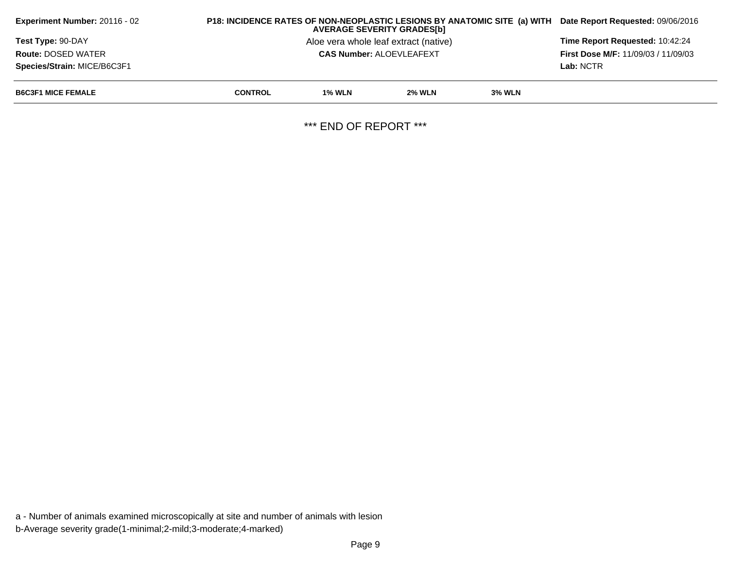**Experiment Number:** 20116 - 02

**Test Type:** 90-DAY

**Route:** DOSED WATER

**Species/Strain:** MICE/B6C3F1

**P18: INCIDENCE RATES OF NON-NEOPLASTIC LESIONS BY ANATOMIC SITE (a) WITH AVERAGE SEVERITY GRADES[b]**

Aloe vera whole leaf extract (native)

**CAS Number:** ALOEVLEAFEXT

**Date Report Requested:** 09/06/2016

**Time Report Requested:** 10:42:24

**First Dose M/F:** 11/09/03 / 11/09/03

**Lab:** NCTR

| B6C3F1 MICE FEMALE | CONTROL | 1% WLN | 2% WLN | 3% WLN |
|---|---|---|---|---|

\*\*\* END OF REPORT \*\*\*

a - Number of animals examined microscopically at site and number of animals with lesion

b-Average severity grade(1-minimal;2-mild;3-moderate;4-marked)